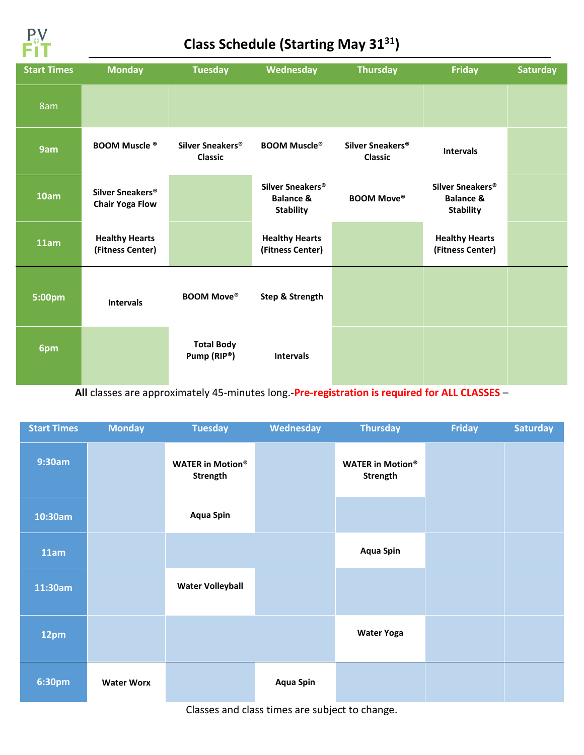PV FIT

# Class Schedule (Starting May 31[31])

| Start Times | Monday | Tuesday | Wednesday | Thursday | Friday | Saturday |
|---|---|---|---|---|---|---|
| 8am | | | | | | |
| 9am | BOOM Muscle ® | Silver Sneakers® Classic | BOOM Muscle® | Silver Sneakers® Classic | Intervals | |
| 10am | Silver Sneakers® Chair Yoga Flow | | Silver Sneakers® Balance & Stability | BOOM Move® | Silver Sneakers® Balance & Stability | |
| 11am | Healthy Hearts (Fitness Center) | | Healthy Hearts (Fitness Center) | | Healthy Hearts (Fitness Center) | |
| 5:00pm | Intervals | BOOM Move® | Step & Strength | | | |
| 6pm | | Total Body Pump (RIP®) | Intervals | | | |

**All** classes are approximately 45-minutes long.-**Pre-registration is required for ALL CLASSES** –

| Start Times | Monday | Tuesday | Wednesday | Thursday | Friday | Saturday |
|---|---|---|---|---|---|---|
| 9:30am | | WATER in Motion® Strength | | WATER in Motion® Strength | | |
| 10:30am | | Aqua Spin | | | | |
| 11am | | | | Aqua Spin | | |
| 11:30am | | Water Volleyball | | | | |
| 12pm | | | | Water Yoga | | |
| 6:30pm | Water Worx | | Aqua Spin | | | |

Classes and class times are subject to change.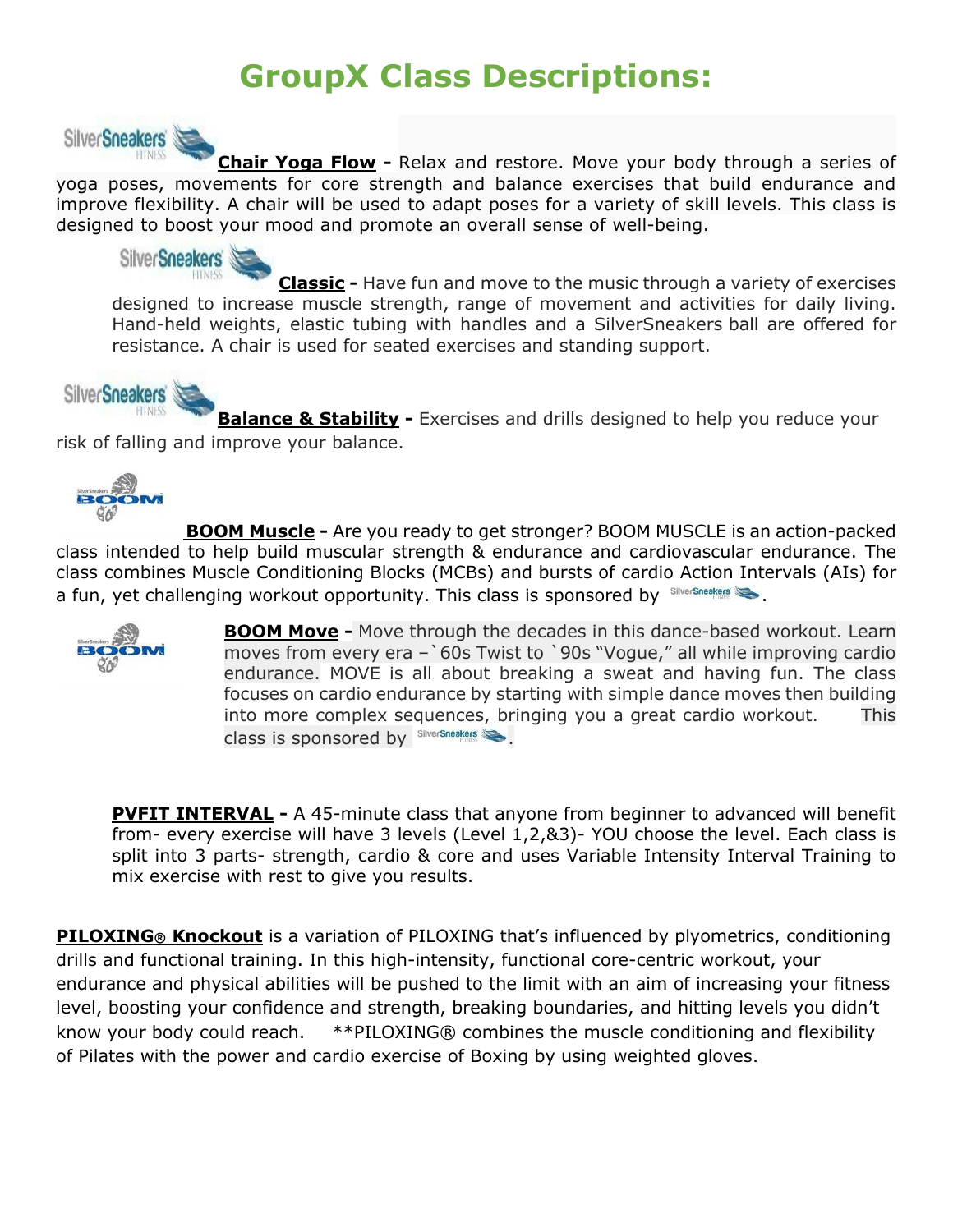# GroupX Class Descriptions:

**Chair Yoga Flow -** Relax and restore. Move your body through a series of yoga poses, movements for core strength and balance exercises that build endurance and improve flexibility. A chair will be used to adapt poses for a variety of skill levels. This class is designed to boost your mood and promote an overall sense of well-being.

**Classic -** Have fun and move to the music through a variety of exercises designed to increase muscle strength, range of movement and activities for daily living. Hand-held weights, elastic tubing with handles and a SilverSneakers ball are offered for resistance. A chair is used for seated exercises and standing support.

**Balance & Stability -** Exercises and drills designed to help you reduce your risk of falling and improve your balance.

**BOOM Muscle -** Are you ready to get stronger? BOOM MUSCLE is an action-packed class intended to help build muscular strength & endurance and cardiovascular endurance. The class combines Muscle Conditioning Blocks (MCBs) and bursts of cardio Action Intervals (AIs) for a fun, yet challenging workout opportunity. This class is sponsored by SilverSneakers.

**BOOM Move -** Move through the decades in this dance-based workout. Learn moves from every era –`60s Twist to `90s "Vogue," all while improving cardio endurance. MOVE is all about breaking a sweat and having fun. The class focuses on cardio endurance by starting with simple dance moves then building into more complex sequences, bringing you a great cardio workout. This class is sponsored by SilverSneakers.

**PVFIT INTERVAL -** A 45-minute class that anyone from beginner to advanced will benefit from- every exercise will have 3 levels (Level 1,2,&3)- YOU choose the level. Each class is split into 3 parts- strength, cardio & core and uses Variable Intensity Interval Training to mix exercise with rest to give you results.

**PILOXING® Knockout** is a variation of PILOXING that's influenced by plyometrics, conditioning drills and functional training. In this high-intensity, functional core-centric workout, your endurance and physical abilities will be pushed to the limit with an aim of increasing your fitness level, boosting your confidence and strength, breaking boundaries, and hitting levels you didn't know your body could reach. **PILOXING® combines the muscle conditioning and flexibility of Pilates with the power and cardio exercise of Boxing by using weighted gloves.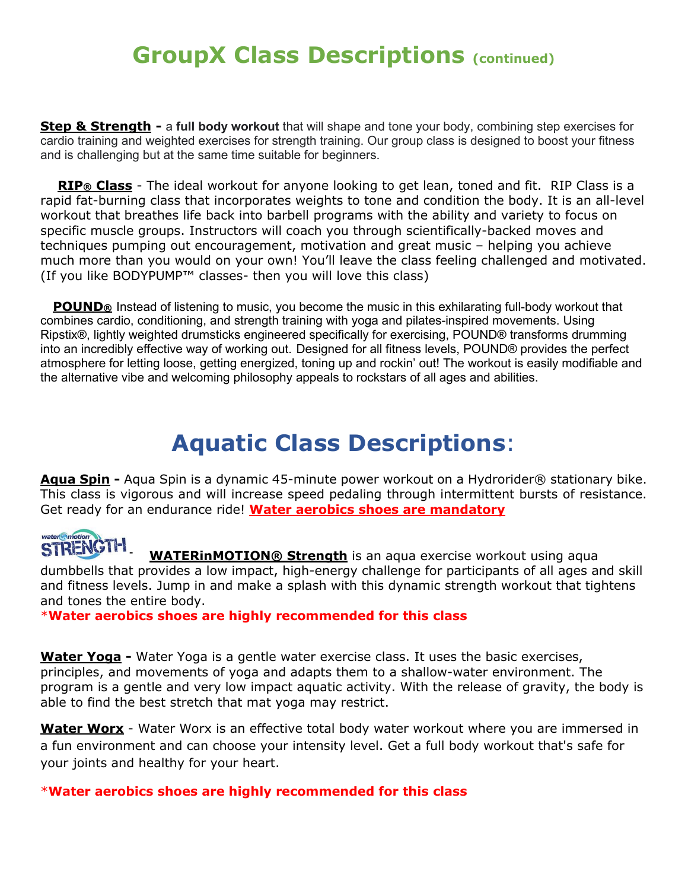# GroupX Class Descriptions (continued)

**Step & Strength -** a **full body workout** that will shape and tone your body, combining step exercises for cardio training and weighted exercises for strength training. Our group class is designed to boost your fitness and is challenging but at the same time suitable for beginners.

**RIP® Class** - The ideal workout for anyone looking to get lean, toned and fit. RIP Class is a rapid fat-burning class that incorporates weights to tone and condition the body. It is an all-level workout that breathes life back into barbell programs with the ability and variety to focus on specific muscle groups. Instructors will coach you through scientifically-backed moves and techniques pumping out encouragement, motivation and great music – helping you achieve much more than you would on your own! You'll leave the class feeling challenged and motivated. (If you like BODYPUMP™ classes- then you will love this class)

**POUND®** Instead of listening to music, you become the music in this exhilarating full-body workout that combines cardio, conditioning, and strength training with yoga and pilates-inspired movements. Using Ripstix®, lightly weighted drumsticks engineered specifically for exercising, POUND® transforms drumming into an incredibly effective way of working out. Designed for all fitness levels, POUND® provides the perfect atmosphere for letting loose, getting energized, toning up and rockin' out! The workout is easily modifiable and the alternative vibe and welcoming philosophy appeals to rockstars of all ages and abilities.

# Aquatic Class Descriptions:

**Aqua Spin -** Aqua Spin is a dynamic 45-minute power workout on a Hydrorider® stationary bike. This class is vigorous and will increase speed pedaling through intermittent bursts of resistance. Get ready for an endurance ride! **Water aerobics shoes are mandatory**

water in motion STRENGTH - **WATERinMOTION® Strength** is an aqua exercise workout using aqua dumbbells that provides a low impact, high-energy challenge for participants of all ages and skill and fitness levels. Jump in and make a splash with this dynamic strength workout that tightens and tones the entire body.

***Water aerobics shoes are highly recommended for this class**

**Water Yoga -** Water Yoga is a gentle water exercise class. It uses the basic exercises, principles, and movements of yoga and adapts them to a shallow-water environment. The program is a gentle and very low impact aquatic activity. With the release of gravity, the body is able to find the best stretch that mat yoga may restrict.

**Water Worx** - Water Worx is an effective total body water workout where you are immersed in a fun environment and can choose your intensity level. Get a full body workout that's safe for your joints and healthy for your heart.

***Water aerobics shoes are highly recommended for this class**